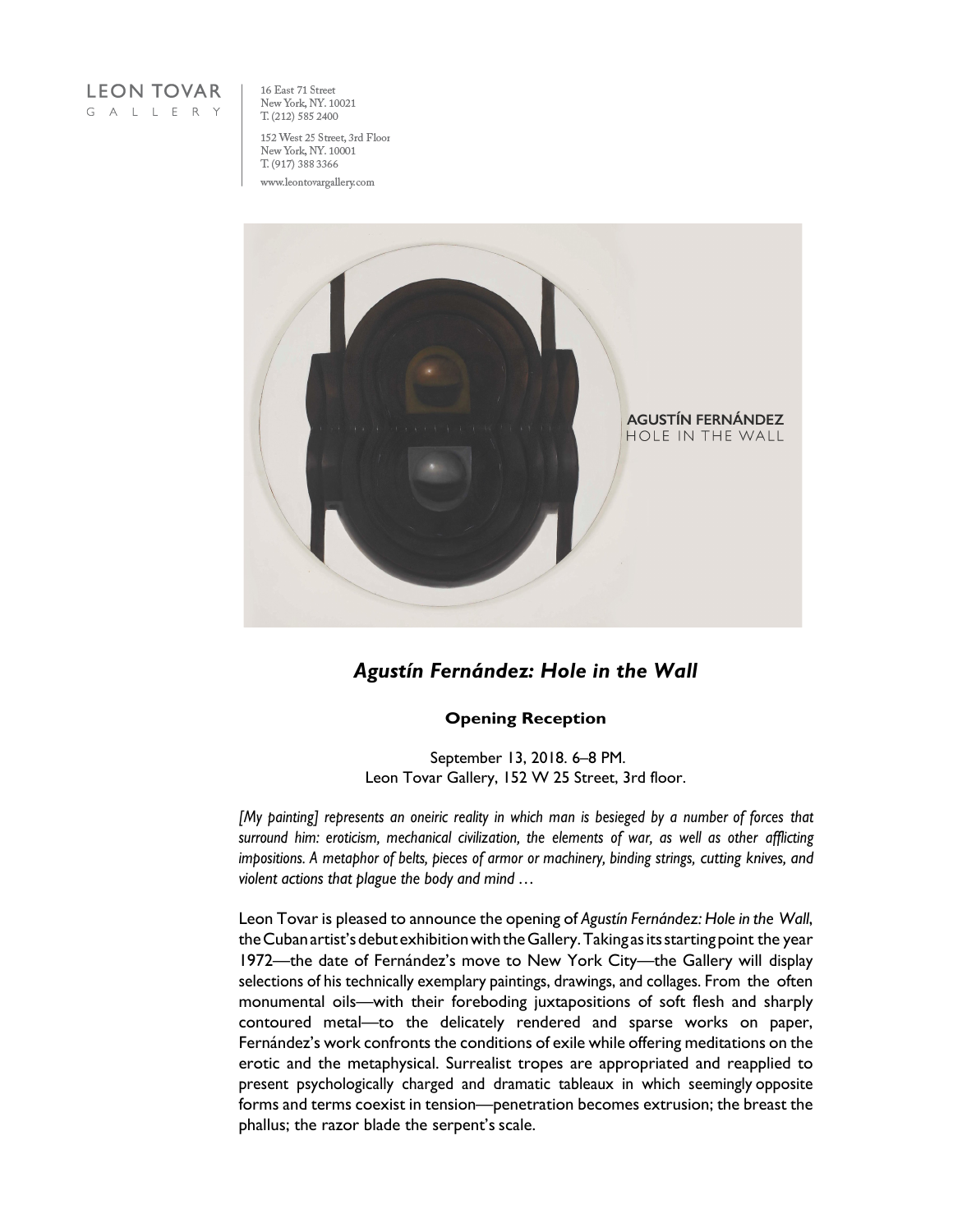LEON TOVAR
GALLERY

16 East 71 Street
New York, NY. 10021
T. (212) 585 2400

152 West 25 Street, 3rd Floor
New York, NY. 10001
T. (917) 388 3366

www.leontovargallery.com

AGUSTÍN FERNÁNDEZ
HOLE IN THE WALL

# *Agustín Fernández: Hole in the Wall*

**Opening Reception**

September 13, 2018. 6–8 PM.
Leon Tovar Gallery, 152 W 25 Street, 3rd floor.

*[My painting] represents an oneiric reality in which man is besieged by a number of forces that surround him: eroticism, mechanical civilization, the elements of war, as well as other afflicting impositions. A metaphor of belts, pieces of armor or machinery, binding strings, cutting knives, and violent actions that plague the body and mind …*

Leon Tovar is pleased to announce the opening of *Agustín Fernández: Hole in the Wall*, the Cuban artist's debut exhibition with the Gallery. Taking as its starting point the year 1972—the date of Fernández's move to New York City—the Gallery will display selections of his technically exemplary paintings, drawings, and collages. From the often monumental oils—with their foreboding juxtapositions of soft flesh and sharply contoured metal—to the delicately rendered and sparse works on paper, Fernández's work confronts the conditions of exile while offering meditations on the erotic and the metaphysical. Surrealist tropes are appropriated and reapplied to present psychologically charged and dramatic tableaux in which seemingly opposite forms and terms coexist in tension—penetration becomes extrusion; the breast the phallus; the razor blade the serpent's scale.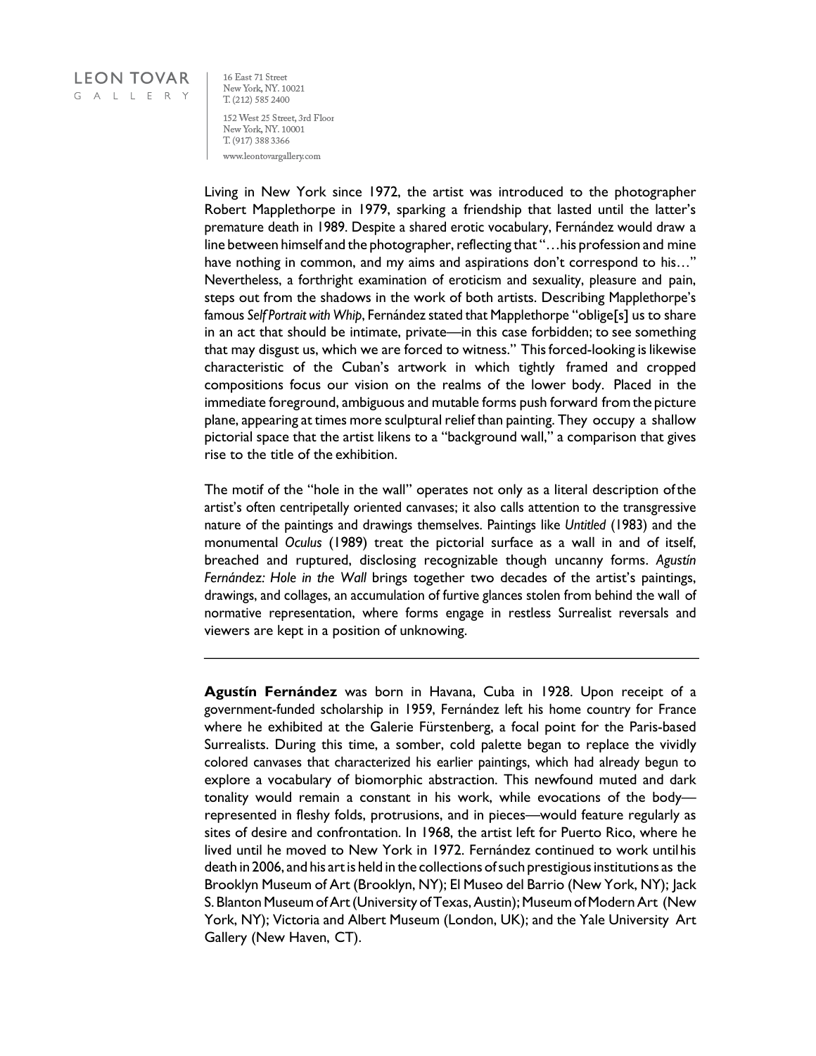Living in New York since 1972, the artist was introduced to the photographer Robert Mapplethorpe in 1979, sparking a friendship that lasted until the latter's premature death in 1989. Despite a shared erotic vocabulary, Fernández would draw a line between himself and the photographer, reflecting that "…his profession and mine have nothing in common, and my aims and aspirations don't correspond to his…" Nevertheless, a forthright examination of eroticism and sexuality, pleasure and pain, steps out from the shadows in the work of both artists. Describing Mapplethorpe's famous *Self Portrait with Whip*, Fernández stated that Mapplethorpe "oblige[s] us to share in an act that should be intimate, private—in this case forbidden; to see something that may disgust us, which we are forced to witness." This forced-looking is likewise characteristic of the Cuban's artwork in which tightly framed and cropped compositions focus our vision on the realms of the lower body. Placed in the immediate foreground, ambiguous and mutable forms push forward from the picture plane, appearing at times more sculptural relief than painting. They occupy a shallow pictorial space that the artist likens to a "background wall," a comparison that gives rise to the title of the exhibition.

The motif of the "hole in the wall" operates not only as a literal description of the artist's often centripetally oriented canvases; it also calls attention to the transgressive nature of the paintings and drawings themselves. Paintings like *Untitled* (1983) and the monumental *Oculus* (1989) treat the pictorial surface as a wall in and of itself, breached and ruptured, disclosing recognizable though uncanny forms. *Agustín Fernández: Hole in the Wall* brings together two decades of the artist's paintings, drawings, and collages, an accumulation of furtive glances stolen from behind the wall of normative representation, where forms engage in restless Surrealist reversals and viewers are kept in a position of unknowing.

---

**Agustín Fernández** was born in Havana, Cuba in 1928. Upon receipt of a government-funded scholarship in 1959, Fernández left his home country for France where he exhibited at the Galerie Fürstenberg, a focal point for the Paris-based Surrealists. During this time, a somber, cold palette began to replace the vividly colored canvases that characterized his earlier paintings, which had already begun to explore a vocabulary of biomorphic abstraction. This newfound muted and dark tonality would remain a constant in his work, while evocations of the body—represented in fleshy folds, protrusions, and in pieces—would feature regularly as sites of desire and confrontation. In 1968, the artist left for Puerto Rico, where he lived until he moved to New York in 1972. Fernández continued to work until his death in 2006, and his art is held in the collections of such prestigious institutions as the Brooklyn Museum of Art (Brooklyn, NY); El Museo del Barrio (New York, NY); Jack S. Blanton Museum of Art (University of Texas, Austin); Museum of Modern Art (New York, NY); Victoria and Albert Museum (London, UK); and the Yale University Art Gallery (New Haven, CT).